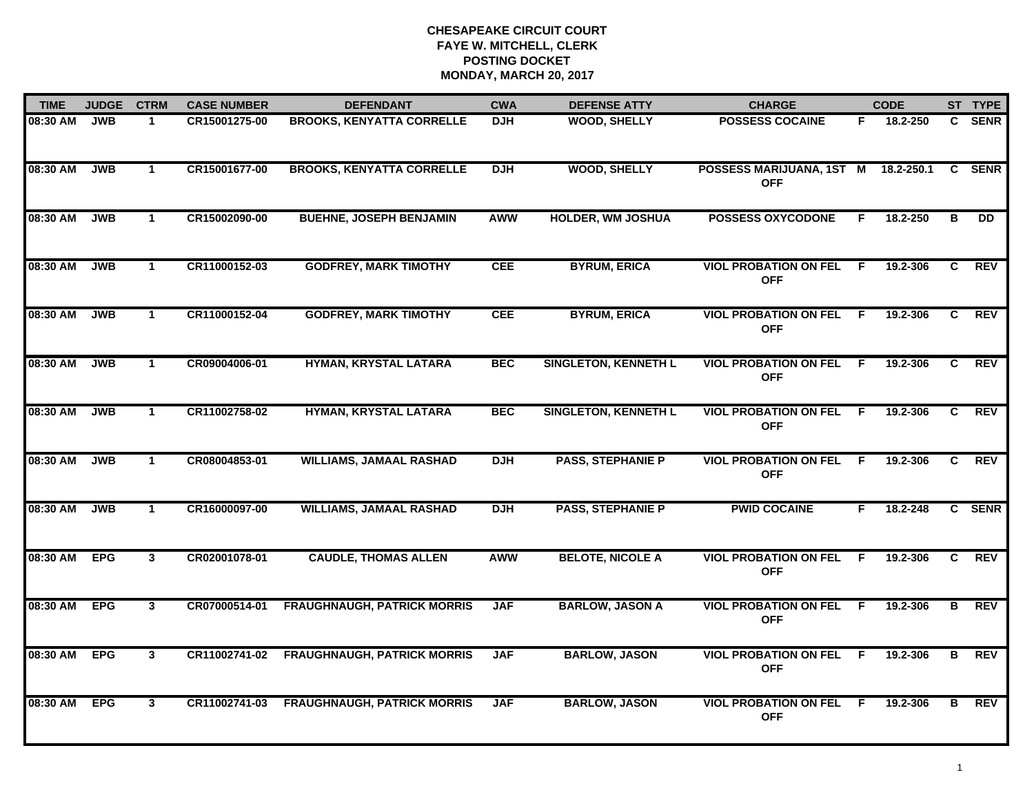# CHESAPEAKE CIRCUIT COURT
## FAYE W. MITCHELL, CLERK
## POSTING DOCKET
## MONDAY, MARCH 20, 2017

| TIME | JUDGE | CTRM | CASE NUMBER | DEFENDANT | CWA | DEFENSE ATTY | CHARGE | | CODE | ST | TYPE |
|---|---|---|---|---|---|---|---|---|---|---|---|
| 08:30 AM | JWB | 1 | CR15001275-00 | BROOKS, KENYATTA CORRELLE | DJH | WOOD, SHELLY | POSSESS COCAINE | F | 18.2-250 | C | SENR |
| 08:30 AM | JWB | 1 | CR15001677-00 | BROOKS, KENYATTA CORRELLE | DJH | WOOD, SHELLY | POSSESS MARIJUANA, 1ST OFF | M | 18.2-250.1 | C | SENR |
| 08:30 AM | JWB | 1 | CR15002090-00 | BUEHNE, JOSEPH BENJAMIN | AWW | HOLDER, WM JOSHUA | POSSESS OXYCODONE | F | 18.2-250 | B | DD |
| 08:30 AM | JWB | 1 | CR11000152-03 | GODFREY, MARK TIMOTHY | CEE | BYRUM, ERICA | VIOL PROBATION ON FEL OFF | F | 19.2-306 | C | REV |
| 08:30 AM | JWB | 1 | CR11000152-04 | GODFREY, MARK TIMOTHY | CEE | BYRUM, ERICA | VIOL PROBATION ON FEL OFF | F | 19.2-306 | C | REV |
| 08:30 AM | JWB | 1 | CR09004006-01 | HYMAN, KRYSTAL LATARA | BEC | SINGLETON, KENNETH L | VIOL PROBATION ON FEL OFF | F | 19.2-306 | C | REV |
| 08:30 AM | JWB | 1 | CR11002758-02 | HYMAN, KRYSTAL LATARA | BEC | SINGLETON, KENNETH L | VIOL PROBATION ON FEL OFF | F | 19.2-306 | C | REV |
| 08:30 AM | JWB | 1 | CR08004853-01 | WILLIAMS, JAMAAL RASHAD | DJH | PASS, STEPHANIE P | VIOL PROBATION ON FEL OFF | F | 19.2-306 | C | REV |
| 08:30 AM | JWB | 1 | CR16000097-00 | WILLIAMS, JAMAAL RASHAD | DJH | PASS, STEPHANIE P | PWID COCAINE | F | 18.2-248 | C | SENR |
| 08:30 AM | EPG | 3 | CR02001078-01 | CAUDLE, THOMAS ALLEN | AWW | BELOTE, NICOLE A | VIOL PROBATION ON FEL OFF | F | 19.2-306 | C | REV |
| 08:30 AM | EPG | 3 | CR07000514-01 | FRAUGHNAUGH, PATRICK MORRIS | JAF | BARLOW, JASON A | VIOL PROBATION ON FEL OFF | F | 19.2-306 | B | REV |
| 08:30 AM | EPG | 3 | CR11002741-02 | FRAUGHNAUGH, PATRICK MORRIS | JAF | BARLOW, JASON | VIOL PROBATION ON FEL OFF | F | 19.2-306 | B | REV |
| 08:30 AM | EPG | 3 | CR11002741-03 | FRAUGHNAUGH, PATRICK MORRIS | JAF | BARLOW, JASON | VIOL PROBATION ON FEL OFF | F | 19.2-306 | B | REV |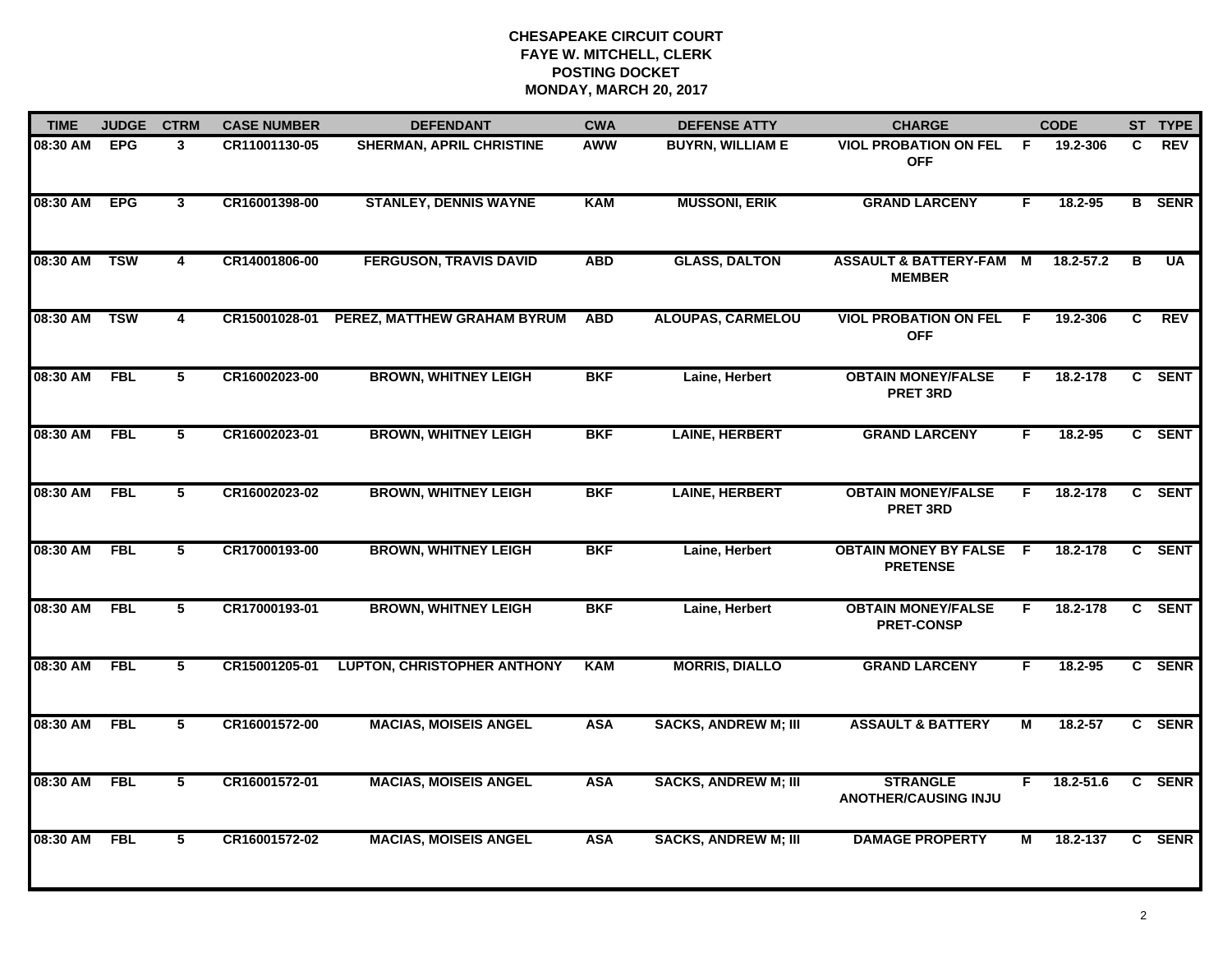**CHESAPEAKE CIRCUIT COURT**
**FAYE W. MITCHELL, CLERK**
**POSTING DOCKET**
**MONDAY, MARCH 20, 2017**

| TIME | JUDGE | CTRM | CASE NUMBER | DEFENDANT | CWA | DEFENSE ATTY | CHARGE | | CODE | ST | TYPE |
|---|---|---|---|---|---|---|---|---|---|---|---|
| 08:30 AM | EPG | 3 | CR11001130-05 | SHERMAN, APRIL CHRISTINE | AWW | BUYRN, WILLIAM E | VIOL PROBATION ON FEL OFF | F | 19.2-306 | C | REV |
| 08:30 AM | EPG | 3 | CR16001398-00 | STANLEY, DENNIS WAYNE | KAM | MUSSONI, ERIK | GRAND LARCENY | F | 18.2-95 | B | SENR |
| 08:30 AM | TSW | 4 | CR14001806-00 | FERGUSON, TRAVIS DAVID | ABD | GLASS, DALTON | ASSAULT & BATTERY-FAM MEMBER | M | 18.2-57.2 | B | UA |
| 08:30 AM | TSW | 4 | CR15001028-01 | PEREZ, MATTHEW GRAHAM BYRUM | ABD | ALOUPAS, CARMELOU | VIOL PROBATION ON FEL OFF | F | 19.2-306 | C | REV |
| 08:30 AM | FBL | 5 | CR16002023-00 | BROWN, WHITNEY LEIGH | BKF | Laine, Herbert | OBTAIN MONEY/FALSE PRET 3RD | F | 18.2-178 | C | SENT |
| 08:30 AM | FBL | 5 | CR16002023-01 | BROWN, WHITNEY LEIGH | BKF | LAINE, HERBERT | GRAND LARCENY | F | 18.2-95 | C | SENT |
| 08:30 AM | FBL | 5 | CR16002023-02 | BROWN, WHITNEY LEIGH | BKF | LAINE, HERBERT | OBTAIN MONEY/FALSE PRET 3RD | F | 18.2-178 | C | SENT |
| 08:30 AM | FBL | 5 | CR17000193-00 | BROWN, WHITNEY LEIGH | BKF | Laine, Herbert | OBTAIN MONEY BY FALSE PRETENSE | F | 18.2-178 | C | SENT |
| 08:30 AM | FBL | 5 | CR17000193-01 | BROWN, WHITNEY LEIGH | BKF | Laine, Herbert | OBTAIN MONEY/FALSE PRET-CONSP | F | 18.2-178 | C | SENT |
| 08:30 AM | FBL | 5 | CR15001205-01 | LUPTON, CHRISTOPHER ANTHONY | KAM | MORRIS, DIALLO | GRAND LARCENY | F | 18.2-95 | C | SENR |
| 08:30 AM | FBL | 5 | CR16001572-00 | MACIAS, MOISEIS ANGEL | ASA | SACKS, ANDREW M; III | ASSAULT & BATTERY | M | 18.2-57 | C | SENR |
| 08:30 AM | FBL | 5 | CR16001572-01 | MACIAS, MOISEIS ANGEL | ASA | SACKS, ANDREW M; III | STRANGLE ANOTHER/CAUSING INJU | F | 18.2-51.6 | C | SENR |
| 08:30 AM | FBL | 5 | CR16001572-02 | MACIAS, MOISEIS ANGEL | ASA | SACKS, ANDREW M; III | DAMAGE PROPERTY | M | 18.2-137 | C | SENR |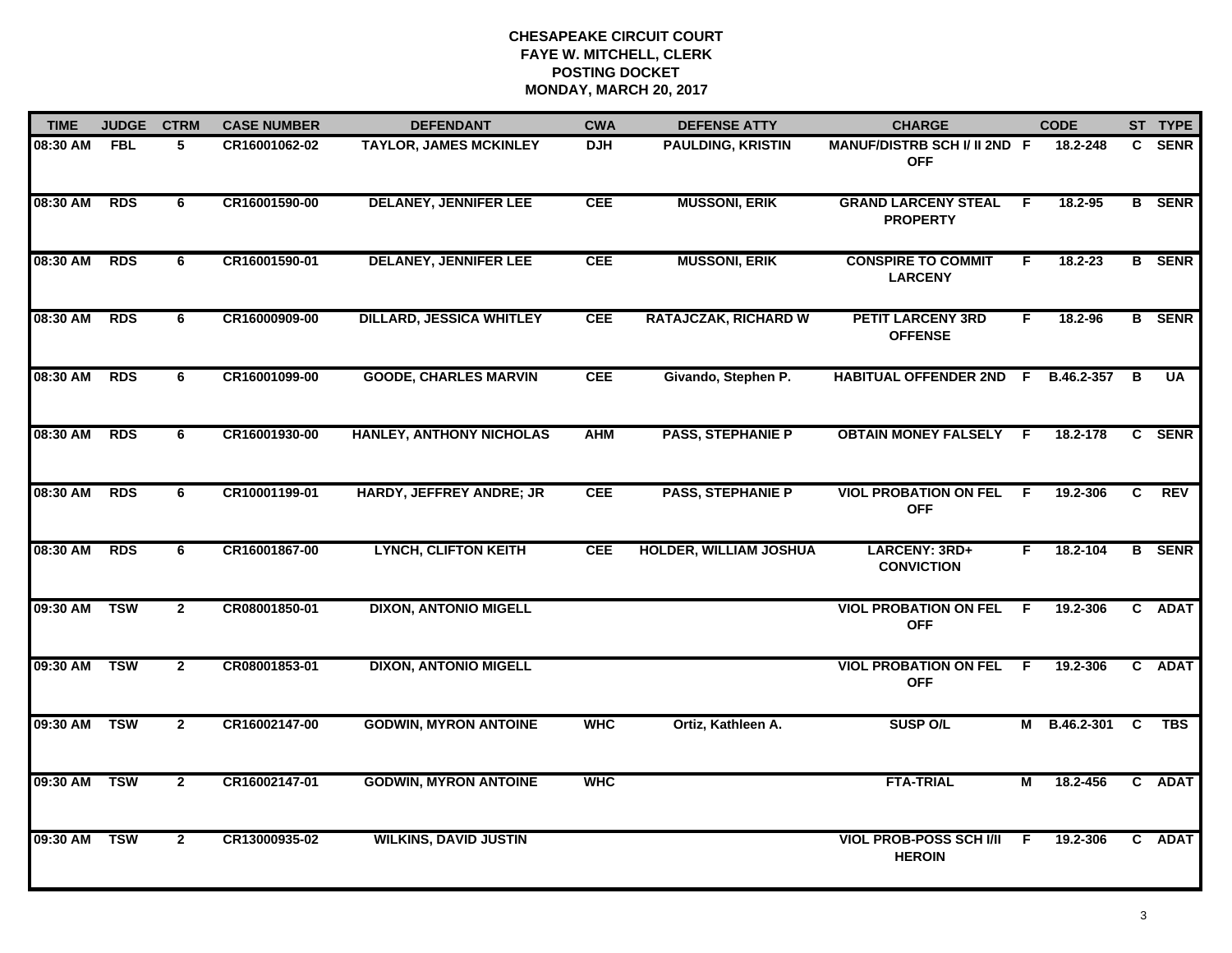# CHESAPEAKE CIRCUIT COURT
## FAYE W. MITCHELL, CLERK
## POSTING DOCKET
## MONDAY, MARCH 20, 2017

| TIME | JUDGE | CTRM | CASE NUMBER | DEFENDANT | CWA | DEFENSE ATTY | CHARGE | | CODE | ST | TYPE |
|---|---|---|---|---|---|---|---|---|---|---|---|
| 08:30 AM | FBL | 5 | CR16001062-02 | TAYLOR, JAMES MCKINLEY | DJH | PAULDING, KRISTIN | MANUF/DISTRB SCH I/ II 2ND OFF | F | 18.2-248 | C | SENR |
| 08:30 AM | RDS | 6 | CR16001590-00 | DELANEY, JENNIFER LEE | CEE | MUSSONI, ERIK | GRAND LARCENY STEAL PROPERTY | F | 18.2-95 | B | SENR |
| 08:30 AM | RDS | 6 | CR16001590-01 | DELANEY, JENNIFER LEE | CEE | MUSSONI, ERIK | CONSPIRE TO COMMIT LARCENY | F | 18.2-23 | B | SENR |
| 08:30 AM | RDS | 6 | CR16000909-00 | DILLARD, JESSICA WHITLEY | CEE | RATAJCZAK, RICHARD W | PETIT LARCENY 3RD OFFENSE | F | 18.2-96 | B | SENR |
| 08:30 AM | RDS | 6 | CR16001099-00 | GOODE, CHARLES MARVIN | CEE | Givando, Stephen P. | HABITUAL OFFENDER 2ND | F | B.46.2-357 | B | UA |
| 08:30 AM | RDS | 6 | CR16001930-00 | HANLEY, ANTHONY NICHOLAS | AHM | PASS, STEPHANIE P | OBTAIN MONEY FALSELY | F | 18.2-178 | C | SENR |
| 08:30 AM | RDS | 6 | CR10001199-01 | HARDY, JEFFREY ANDRE; JR | CEE | PASS, STEPHANIE P | VIOL PROBATION ON FEL OFF | F | 19.2-306 | C | REV |
| 08:30 AM | RDS | 6 | CR16001867-00 | LYNCH, CLIFTON KEITH | CEE | HOLDER, WILLIAM JOSHUA | LARCENY: 3RD+ CONVICTION | F | 18.2-104 | B | SENR |
| 09:30 AM | TSW | 2 | CR08001850-01 | DIXON, ANTONIO MIGELL | | | VIOL PROBATION ON FEL OFF | F | 19.2-306 | C | ADAT |
| 09:30 AM | TSW | 2 | CR08001853-01 | DIXON, ANTONIO MIGELL | | | VIOL PROBATION ON FEL OFF | F | 19.2-306 | C | ADAT |
| 09:30 AM | TSW | 2 | CR16002147-00 | GODWIN, MYRON ANTOINE | WHC | Ortiz, Kathleen A. | SUSP O/L | M | B.46.2-301 | C | TBS |
| 09:30 AM | TSW | 2 | CR16002147-01 | GODWIN, MYRON ANTOINE | WHC | | FTA-TRIAL | M | 18.2-456 | C | ADAT |
| 09:30 AM | TSW | 2 | CR13000935-02 | WILKINS, DAVID JUSTIN | | | VIOL PROB-POSS SCH I/II HEROIN | F | 19.2-306 | C | ADAT |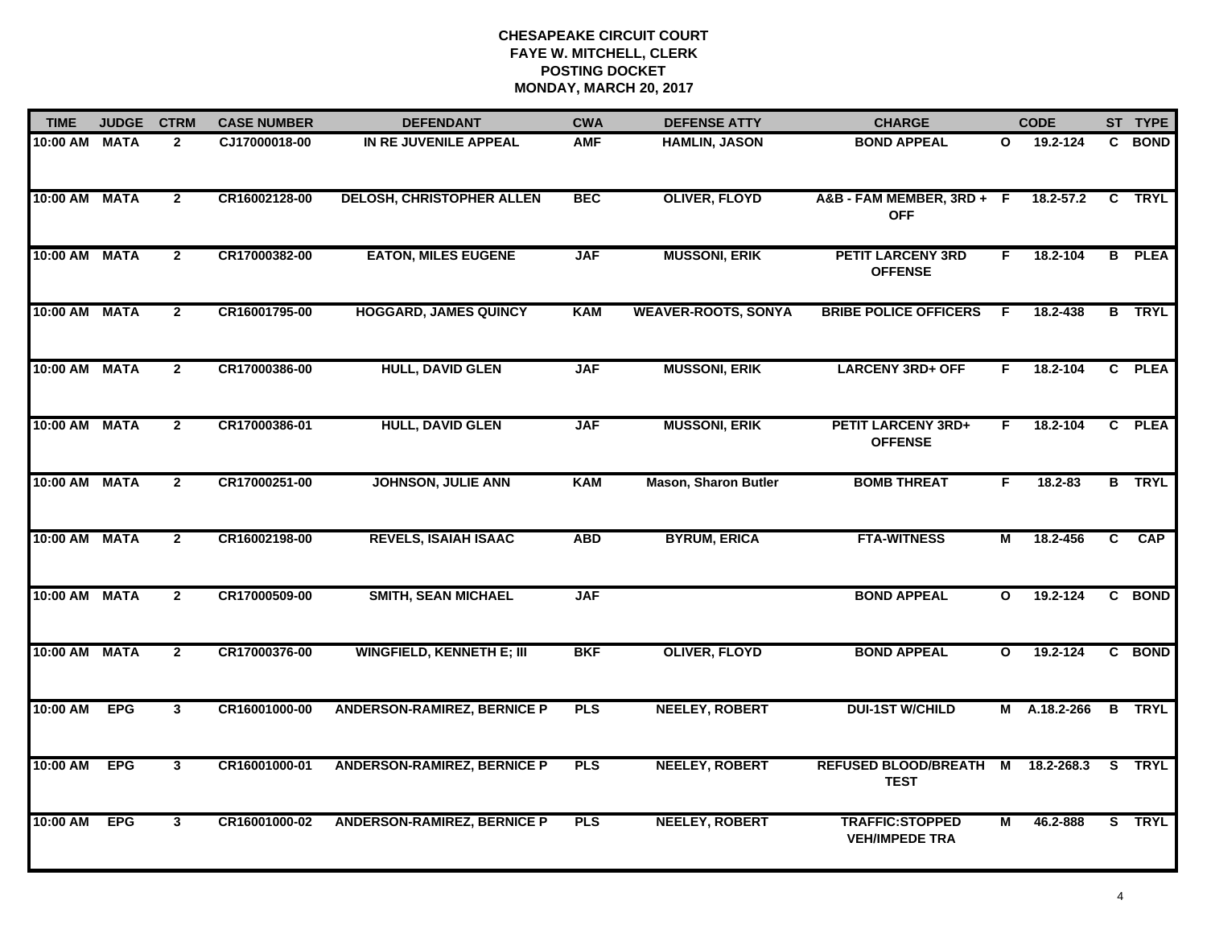# CHESAPEAKE CIRCUIT COURT
## FAYE W. MITCHELL, CLERK
## POSTING DOCKET
## MONDAY, MARCH 20, 2017

| TIME | JUDGE | CTRM | CASE NUMBER | DEFENDANT | CWA | DEFENSE ATTY | CHARGE | | CODE | ST | TYPE |
|---|---|---|---|---|---|---|---|---|---|---|---|
| 10:00 AM | MATA | 2 | CJ17000018-00 | IN RE JUVENILE APPEAL | AMF | HAMLIN, JASON | BOND APPEAL | O | 19.2-124 | C | BOND |
| 10:00 AM | MATA | 2 | CR16002128-00 | DELOSH, CHRISTOPHER ALLEN | BEC | OLIVER, FLOYD | A&B - FAM MEMBER, 3RD + OFF | F | 18.2-57.2 | C | TRYL |
| 10:00 AM | MATA | 2 | CR17000382-00 | EATON, MILES EUGENE | JAF | MUSSONI, ERIK | PETIT LARCENY 3RD OFFENSE | F | 18.2-104 | B | PLEA |
| 10:00 AM | MATA | 2 | CR16001795-00 | HOGGARD, JAMES QUINCY | KAM | WEAVER-ROOTS, SONYA | BRIBE POLICE OFFICERS | F | 18.2-438 | B | TRYL |
| 10:00 AM | MATA | 2 | CR17000386-00 | HULL, DAVID GLEN | JAF | MUSSONI, ERIK | LARCENY 3RD+ OFF | F | 18.2-104 | C | PLEA |
| 10:00 AM | MATA | 2 | CR17000386-01 | HULL, DAVID GLEN | JAF | MUSSONI, ERIK | PETIT LARCENY 3RD+ OFFENSE | F | 18.2-104 | C | PLEA |
| 10:00 AM | MATA | 2 | CR17000251-00 | JOHNSON, JULIE ANN | KAM | Mason, Sharon Butler | BOMB THREAT | F | 18.2-83 | B | TRYL |
| 10:00 AM | MATA | 2 | CR16002198-00 | REVELS, ISAIAH ISAAC | ABD | BYRUM, ERICA | FTA-WITNESS | M | 18.2-456 | C | CAP |
| 10:00 AM | MATA | 2 | CR17000509-00 | SMITH, SEAN MICHAEL | JAF | | BOND APPEAL | O | 19.2-124 | C | BOND |
| 10:00 AM | MATA | 2 | CR17000376-00 | WINGFIELD, KENNETH E; III | BKF | OLIVER, FLOYD | BOND APPEAL | O | 19.2-124 | C | BOND |
| 10:00 AM | EPG | 3 | CR16001000-00 | ANDERSON-RAMIREZ, BERNICE P | PLS | NEELEY, ROBERT | DUI-1ST W/CHILD | M | A.18.2-266 | B | TRYL |
| 10:00 AM | EPG | 3 | CR16001000-01 | ANDERSON-RAMIREZ, BERNICE P | PLS | NEELEY, ROBERT | REFUSED BLOOD/BREATH TEST | M | 18.2-268.3 | S | TRYL |
| 10:00 AM | EPG | 3 | CR16001000-02 | ANDERSON-RAMIREZ, BERNICE P | PLS | NEELEY, ROBERT | TRAFFIC:STOPPED VEH/IMPEDE TRA | M | 46.2-888 | S | TRYL |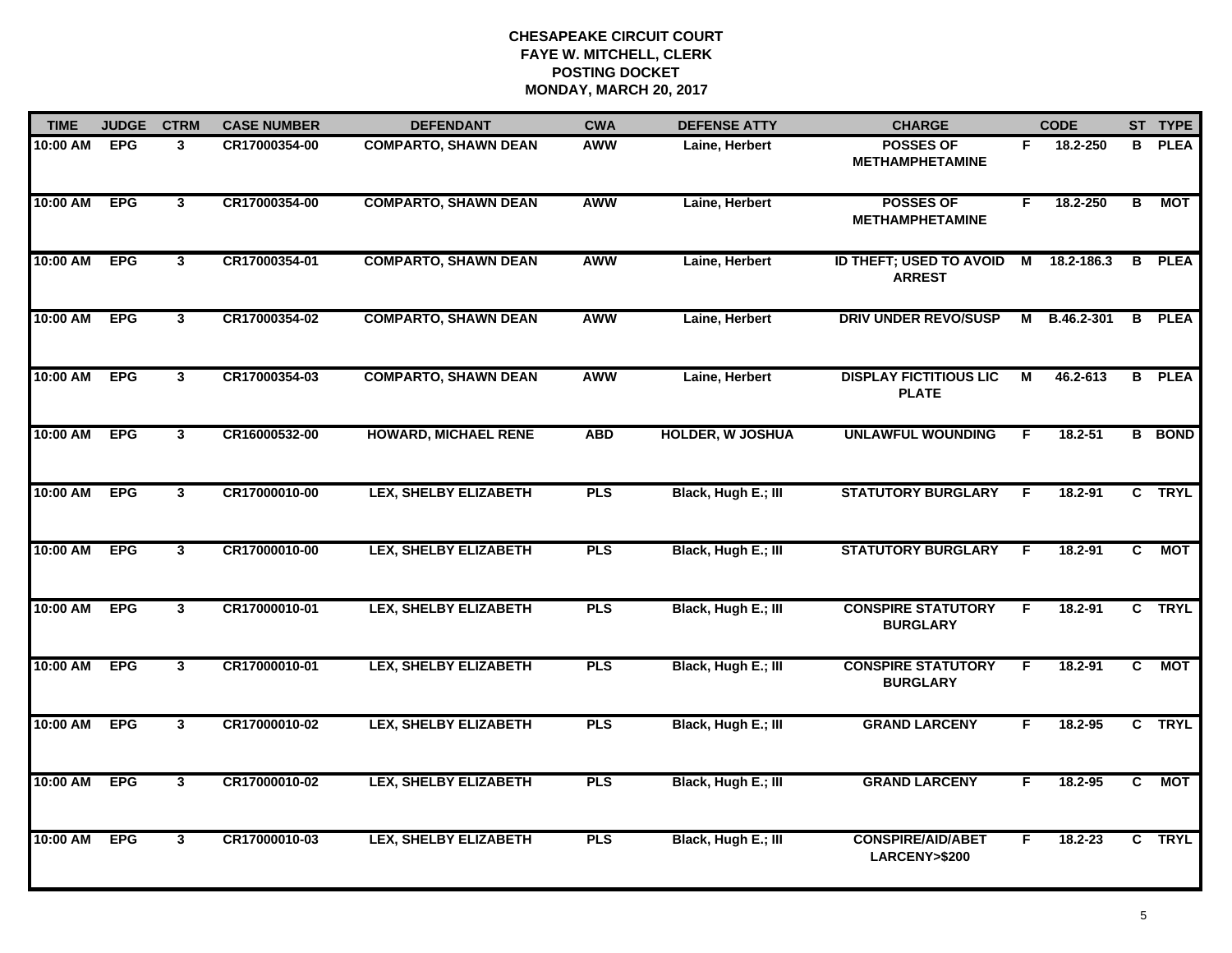**CHESAPEAKE CIRCUIT COURT**
**FAYE W. MITCHELL, CLERK**
**POSTING DOCKET**
**MONDAY, MARCH 20, 2017**

| TIME | JUDGE | CTRM | CASE NUMBER | DEFENDANT | CWA | DEFENSE ATTY | CHARGE | | CODE | ST | TYPE |
|---|---|---|---|---|---|---|---|---|---|---|---|
| 10:00 AM | EPG | 3 | CR17000354-00 | COMPARTO, SHAWN DEAN | AWW | Laine, Herbert | POSSES OF METHAMPHETAMINE | F | 18.2-250 | B | PLEA |
| 10:00 AM | EPG | 3 | CR17000354-00 | COMPARTO, SHAWN DEAN | AWW | Laine, Herbert | POSSES OF METHAMPHETAMINE | F | 18.2-250 | B | MOT |
| 10:00 AM | EPG | 3 | CR17000354-01 | COMPARTO, SHAWN DEAN | AWW | Laine, Herbert | ID THEFT; USED TO AVOID ARREST | M | 18.2-186.3 | B | PLEA |
| 10:00 AM | EPG | 3 | CR17000354-02 | COMPARTO, SHAWN DEAN | AWW | Laine, Herbert | DRIV UNDER REVO/SUSP | M | B.46.2-301 | B | PLEA |
| 10:00 AM | EPG | 3 | CR17000354-03 | COMPARTO, SHAWN DEAN | AWW | Laine, Herbert | DISPLAY FICTITIOUS LIC PLATE | M | 46.2-613 | B | PLEA |
| 10:00 AM | EPG | 3 | CR16000532-00 | HOWARD, MICHAEL RENE | ABD | HOLDER, W JOSHUA | UNLAWFUL WOUNDING | F | 18.2-51 | B | BOND |
| 10:00 AM | EPG | 3 | CR17000010-00 | LEX, SHELBY ELIZABETH | PLS | Black, Hugh E.; III | STATUTORY BURGLARY | F | 18.2-91 | C | TRYL |
| 10:00 AM | EPG | 3 | CR17000010-00 | LEX, SHELBY ELIZABETH | PLS | Black, Hugh E.; III | STATUTORY BURGLARY | F | 18.2-91 | C | MOT |
| 10:00 AM | EPG | 3 | CR17000010-01 | LEX, SHELBY ELIZABETH | PLS | Black, Hugh E.; III | CONSPIRE STATUTORY BURGLARY | F | 18.2-91 | C | TRYL |
| 10:00 AM | EPG | 3 | CR17000010-01 | LEX, SHELBY ELIZABETH | PLS | Black, Hugh E.; III | CONSPIRE STATUTORY BURGLARY | F | 18.2-91 | C | MOT |
| 10:00 AM | EPG | 3 | CR17000010-02 | LEX, SHELBY ELIZABETH | PLS | Black, Hugh E.; III | GRAND LARCENY | F | 18.2-95 | C | TRYL |
| 10:00 AM | EPG | 3 | CR17000010-02 | LEX, SHELBY ELIZABETH | PLS | Black, Hugh E.; III | GRAND LARCENY | F | 18.2-95 | C | MOT |
| 10:00 AM | EPG | 3 | CR17000010-03 | LEX, SHELBY ELIZABETH | PLS | Black, Hugh E.; III | CONSPIRE/AID/ABET LARCENY>$200 | F | 18.2-23 | C | TRYL |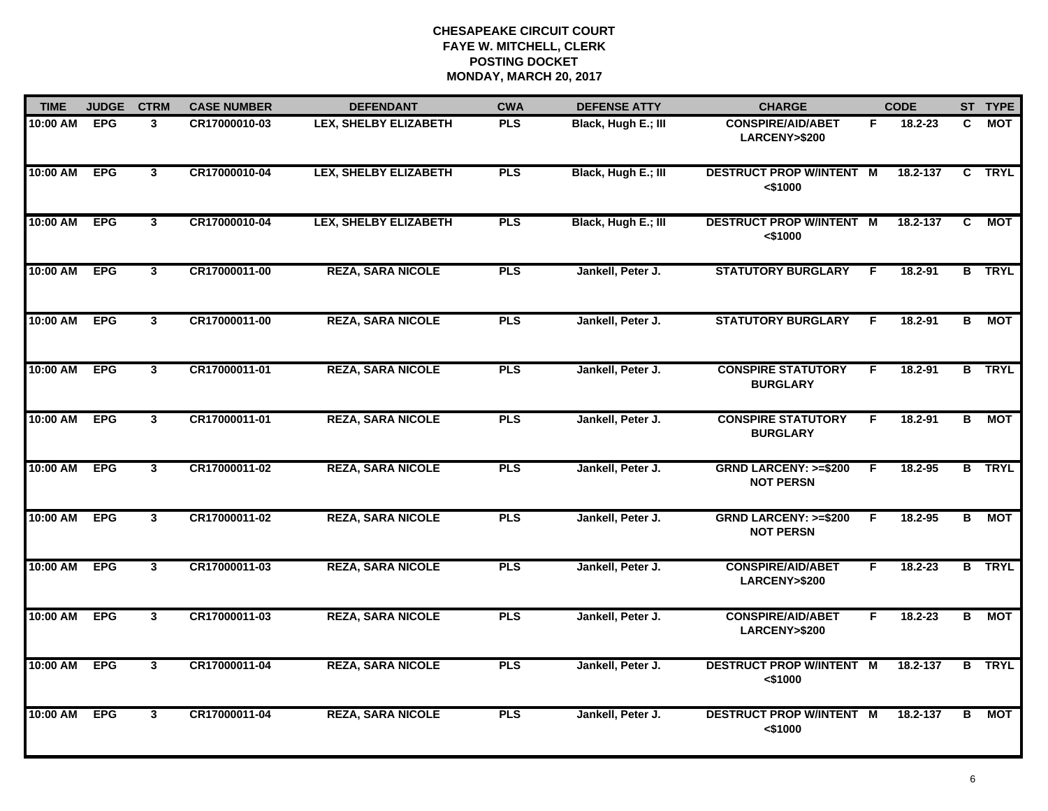# CHESAPEAKE CIRCUIT COURT
## FAYE W. MITCHELL, CLERK
## POSTING DOCKET
## MONDAY, MARCH 20, 2017

| TIME | JUDGE | CTRM | CASE NUMBER | DEFENDANT | CWA | DEFENSE ATTY | CHARGE | | CODE | ST | TYPE |
|---|---|---|---|---|---|---|---|---|---|---|---|
| 10:00 AM | EPG | 3 | CR17000010-03 | LEX, SHELBY ELIZABETH | PLS | Black, Hugh E.; III | CONSPIRE/AID/ABET LARCENY>$200 | F | 18.2-23 | C | MOT |
| 10:00 AM | EPG | 3 | CR17000010-04 | LEX, SHELBY ELIZABETH | PLS | Black, Hugh E.; III | DESTRUCT PROP W/INTENT <$1000 | M | 18.2-137 | C | TRYL |
| 10:00 AM | EPG | 3 | CR17000010-04 | LEX, SHELBY ELIZABETH | PLS | Black, Hugh E.; III | DESTRUCT PROP W/INTENT <$1000 | M | 18.2-137 | C | MOT |
| 10:00 AM | EPG | 3 | CR17000011-00 | REZA, SARA NICOLE | PLS | Jankell, Peter J. | STATUTORY BURGLARY | F | 18.2-91 | B | TRYL |
| 10:00 AM | EPG | 3 | CR17000011-00 | REZA, SARA NICOLE | PLS | Jankell, Peter J. | STATUTORY BURGLARY | F | 18.2-91 | B | MOT |
| 10:00 AM | EPG | 3 | CR17000011-01 | REZA, SARA NICOLE | PLS | Jankell, Peter J. | CONSPIRE STATUTORY BURGLARY | F | 18.2-91 | B | TRYL |
| 10:00 AM | EPG | 3 | CR17000011-01 | REZA, SARA NICOLE | PLS | Jankell, Peter J. | CONSPIRE STATUTORY BURGLARY | F | 18.2-91 | B | MOT |
| 10:00 AM | EPG | 3 | CR17000011-02 | REZA, SARA NICOLE | PLS | Jankell, Peter J. | GRND LARCENY: >=$200 NOT PERSN | F | 18.2-95 | B | TRYL |
| 10:00 AM | EPG | 3 | CR17000011-02 | REZA, SARA NICOLE | PLS | Jankell, Peter J. | GRND LARCENY: >=$200 NOT PERSN | F | 18.2-95 | B | MOT |
| 10:00 AM | EPG | 3 | CR17000011-03 | REZA, SARA NICOLE | PLS | Jankell, Peter J. | CONSPIRE/AID/ABET LARCENY>$200 | F | 18.2-23 | B | TRYL |
| 10:00 AM | EPG | 3 | CR17000011-03 | REZA, SARA NICOLE | PLS | Jankell, Peter J. | CONSPIRE/AID/ABET LARCENY>$200 | F | 18.2-23 | B | MOT |
| 10:00 AM | EPG | 3 | CR17000011-04 | REZA, SARA NICOLE | PLS | Jankell, Peter J. | DESTRUCT PROP W/INTENT <$1000 | M | 18.2-137 | B | TRYL |
| 10:00 AM | EPG | 3 | CR17000011-04 | REZA, SARA NICOLE | PLS | Jankell, Peter J. | DESTRUCT PROP W/INTENT <$1000 | M | 18.2-137 | B | MOT |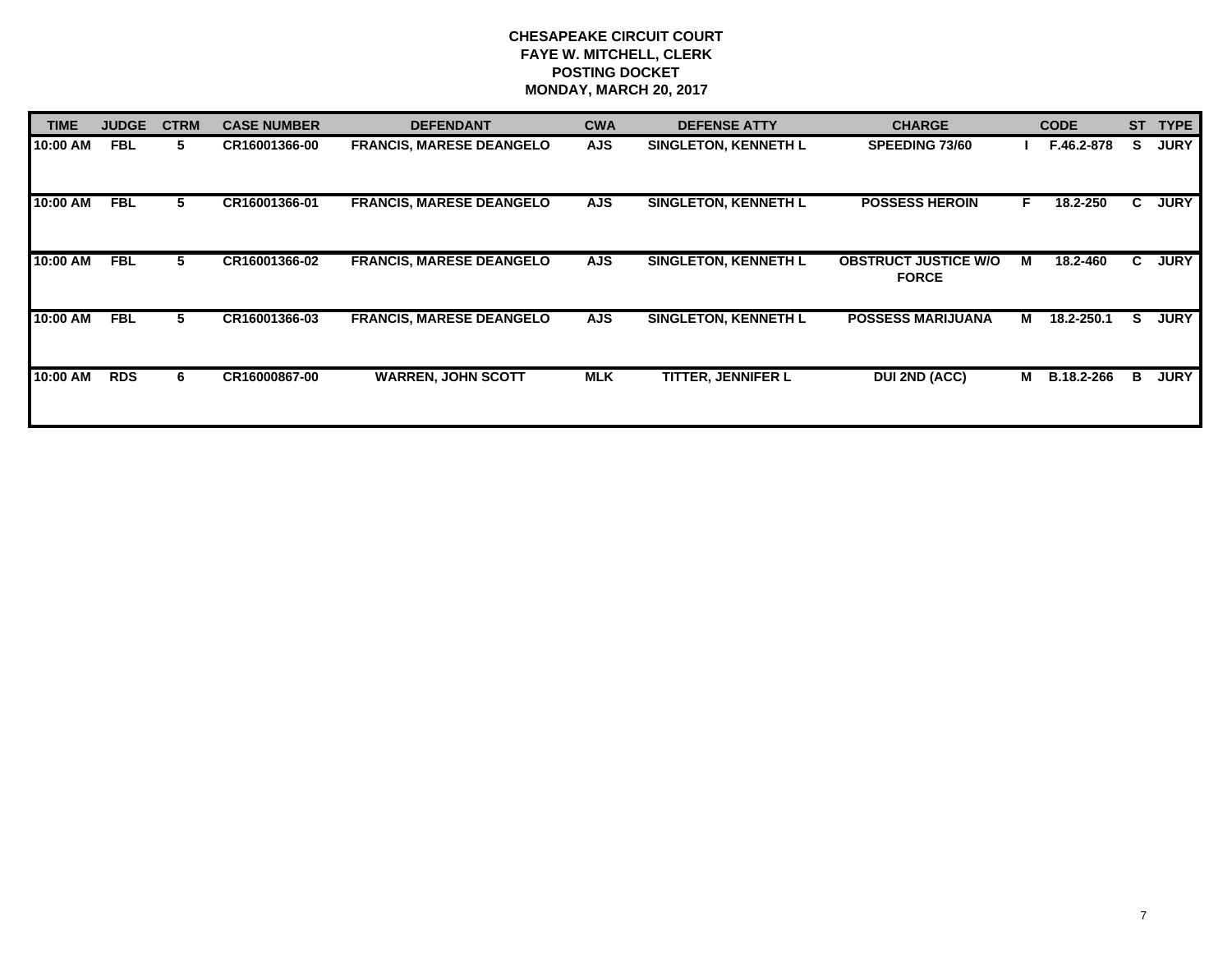**CHESAPEAKE CIRCUIT COURT**
**FAYE W. MITCHELL, CLERK**
**POSTING DOCKET**
**MONDAY, MARCH 20, 2017**

| TIME | JUDGE | CTRM | CASE NUMBER | DEFENDANT | CWA | DEFENSE ATTY | CHARGE | | CODE | ST | TYPE |
|---|---|---|---|---|---|---|---|---|---|---|---|
| 10:00 AM | FBL | 5 | CR16001366-00 | FRANCIS, MARESE DEANGELO | AJS | SINGLETON, KENNETH L | SPEEDING 73/60 | I | F.46.2-878 | S | JURY |
| 10:00 AM | FBL | 5 | CR16001366-01 | FRANCIS, MARESE DEANGELO | AJS | SINGLETON, KENNETH L | POSSESS HEROIN | F | 18.2-250 | C | JURY |
| 10:00 AM | FBL | 5 | CR16001366-02 | FRANCIS, MARESE DEANGELO | AJS | SINGLETON, KENNETH L | OBSTRUCT JUSTICE W/O FORCE | M | 18.2-460 | C | JURY |
| 10:00 AM | FBL | 5 | CR16001366-03 | FRANCIS, MARESE DEANGELO | AJS | SINGLETON, KENNETH L | POSSESS MARIJUANA | M | 18.2-250.1 | S | JURY |
| 10:00 AM | RDS | 6 | CR16000867-00 | WARREN, JOHN SCOTT | MLK | TITTER, JENNIFER L | DUI 2ND (ACC) | M | B.18.2-266 | B | JURY |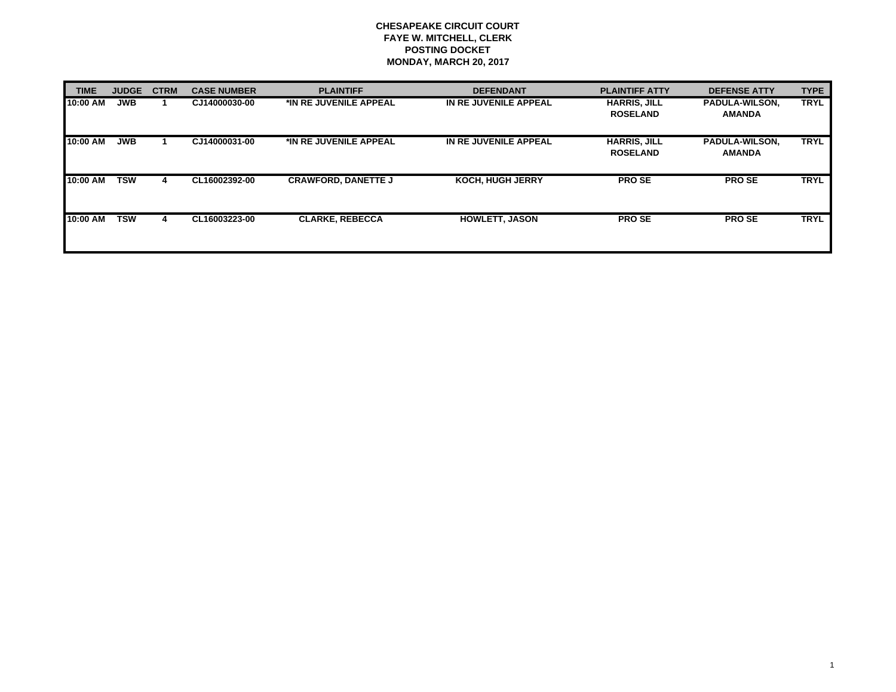**CHESAPEAKE CIRCUIT COURT**
**FAYE W. MITCHELL, CLERK**
**POSTING DOCKET**
**MONDAY, MARCH 20, 2017**

| TIME | JUDGE | CTRM | CASE NUMBER | PLAINTIFF | DEFENDANT | PLAINTIFF ATTY | DEFENSE ATTY | TYPE |
|---|---|---|---|---|---|---|---|---|
| 10:00 AM | JWB | 1 | CJ14000030-00 | *IN RE JUVENILE APPEAL | IN RE JUVENILE APPEAL | HARRIS, JILL ROSELAND | PADULA-WILSON, AMANDA | TRYL |
| 10:00 AM | JWB | 1 | CJ14000031-00 | *IN RE JUVENILE APPEAL | IN RE JUVENILE APPEAL | HARRIS, JILL ROSELAND | PADULA-WILSON, AMANDA | TRYL |
| 10:00 AM | TSW | 4 | CL16002392-00 | CRAWFORD, DANETTE J | KOCH, HUGH JERRY | PRO SE | PRO SE | TRYL |
| 10:00 AM | TSW | 4 | CL16003223-00 | CLARKE, REBECCA | HOWLETT, JASON | PRO SE | PRO SE | TRYL |